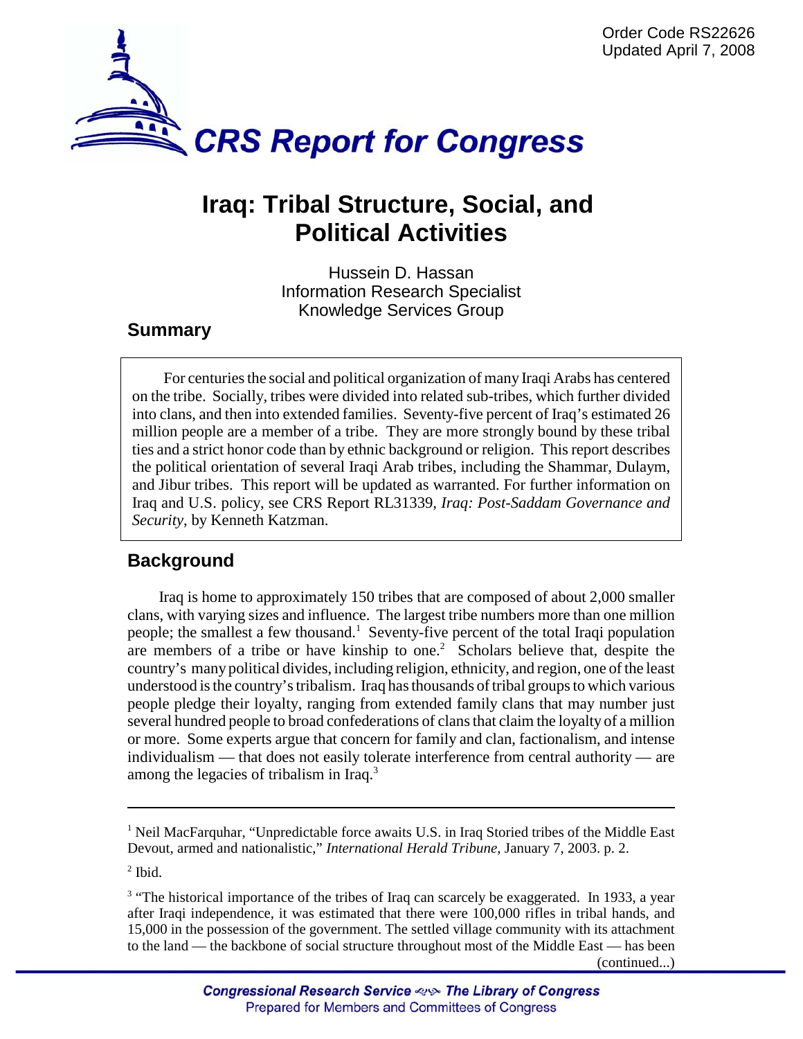Order Code RS22626
Updated April 7, 2008

**CRS Report for Congress**

# Iraq: Tribal Structure, Social, and Political Activities

Hussein D. Hassan
Information Research Specialist
Knowledge Services Group

## Summary

For centuries the social and political organization of many Iraqi Arabs has centered on the tribe. Socially, tribes were divided into related sub-tribes, which further divided into clans, and then into extended families. Seventy-five percent of Iraq's estimated 26 million people are a member of a tribe. They are more strongly bound by these tribal ties and a strict honor code than by ethnic background or religion. This report describes the political orientation of several Iraqi Arab tribes, including the Shammar, Dulaym, and Jibur tribes. This report will be updated as warranted. For further information on Iraq and U.S. policy, see CRS Report RL31339, *Iraq: Post-Saddam Governance and Security*, by Kenneth Katzman.

## Background

Iraq is home to approximately 150 tribes that are composed of about 2,000 smaller clans, with varying sizes and influence. The largest tribe numbers more than one million people; the smallest a few thousand.[1] Seventy-five percent of the total Iraqi population are members of a tribe or have kinship to one.[2] Scholars believe that, despite the country's many political divides, including religion, ethnicity, and region, one of the least understood is the country's tribalism. Iraq has thousands of tribal groups to which various people pledge their loyalty, ranging from extended family clans that may number just several hundred people to broad confederations of clans that claim the loyalty of a million or more. Some experts argue that concern for family and clan, factionalism, and intense individualism — that does not easily tolerate interference from central authority — are among the legacies of tribalism in Iraq.[3]

---

[1] Neil MacFarquhar, "Unpredictable force awaits U.S. in Iraq Storied tribes of the Middle East Devout, armed and nationalistic," *International Herald Tribune*, January 7, 2003. p. 2.

[2] Ibid.

[3] "The historical importance of the tribes of Iraq can scarcely be exaggerated. In 1933, a year after Iraqi independence, it was estimated that there were 100,000 rifles in tribal hands, and 15,000 in the possession of the government. The settled village community with its attachment to the land — the backbone of social structure throughout most of the Middle East — has been (continued...)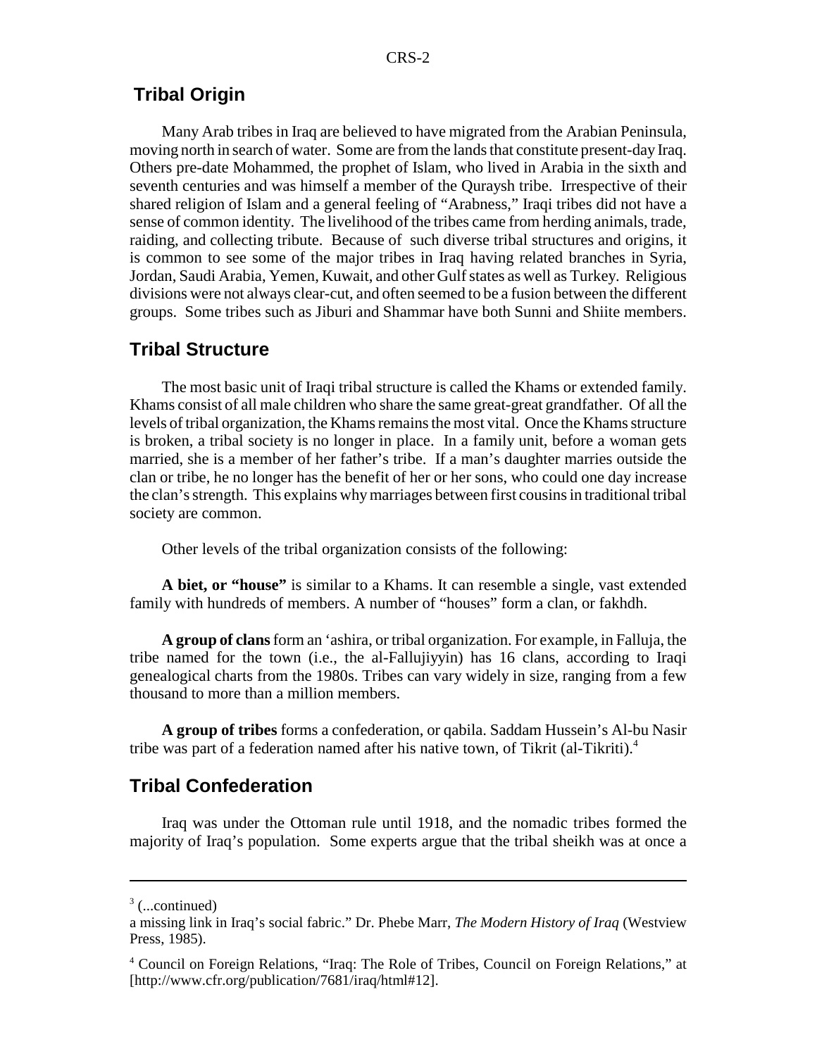## Tribal Origin

Many Arab tribes in Iraq are believed to have migrated from the Arabian Peninsula, moving north in search of water. Some are from the lands that constitute present-day Iraq. Others pre-date Mohammed, the prophet of Islam, who lived in Arabia in the sixth and seventh centuries and was himself a member of the Quraysh tribe. Irrespective of their shared religion of Islam and a general feeling of "Arabness," Iraqi tribes did not have a sense of common identity. The livelihood of the tribes came from herding animals, trade, raiding, and collecting tribute. Because of such diverse tribal structures and origins, it is common to see some of the major tribes in Iraq having related branches in Syria, Jordan, Saudi Arabia, Yemen, Kuwait, and other Gulf states as well as Turkey. Religious divisions were not always clear-cut, and often seemed to be a fusion between the different groups. Some tribes such as Jiburi and Shammar have both Sunni and Shiite members.

## Tribal Structure

The most basic unit of Iraqi tribal structure is called the Khams or extended family. Khams consist of all male children who share the same great-great grandfather. Of all the levels of tribal organization, the Khams remains the most vital. Once the Khams structure is broken, a tribal society is no longer in place. In a family unit, before a woman gets married, she is a member of her father's tribe. If a man's daughter marries outside the clan or tribe, he no longer has the benefit of her or her sons, who could one day increase the clan's strength. This explains why marriages between first cousins in traditional tribal society are common.

Other levels of the tribal organization consists of the following:

**A biet, or "house"** is similar to a Khams. It can resemble a single, vast extended family with hundreds of members. A number of "houses" form a clan, or fakhdh.

**A group of clans** form an 'ashira, or tribal organization. For example, in Falluja, the tribe named for the town (i.e., the al-Fallujiyyin) has 16 clans, according to Iraqi genealogical charts from the 1980s. Tribes can vary widely in size, ranging from a few thousand to more than a million members.

**A group of tribes** forms a confederation, or qabila. Saddam Hussein's Al-bu Nasir tribe was part of a federation named after his native town, of Tikrit (al-Tikriti).[4]

## Tribal Confederation

Iraq was under the Ottoman rule until 1918, and the nomadic tribes formed the majority of Iraq's population. Some experts argue that the tribal sheikh was at once a

---

[3] (...continued)
a missing link in Iraq's social fabric." Dr. Phebe Marr, *The Modern History of Iraq* (Westview Press, 1985).

[4] Council on Foreign Relations, "Iraq: The Role of Tribes, Council on Foreign Relations," at [http://www.cfr.org/publication/7681/iraq/html#12].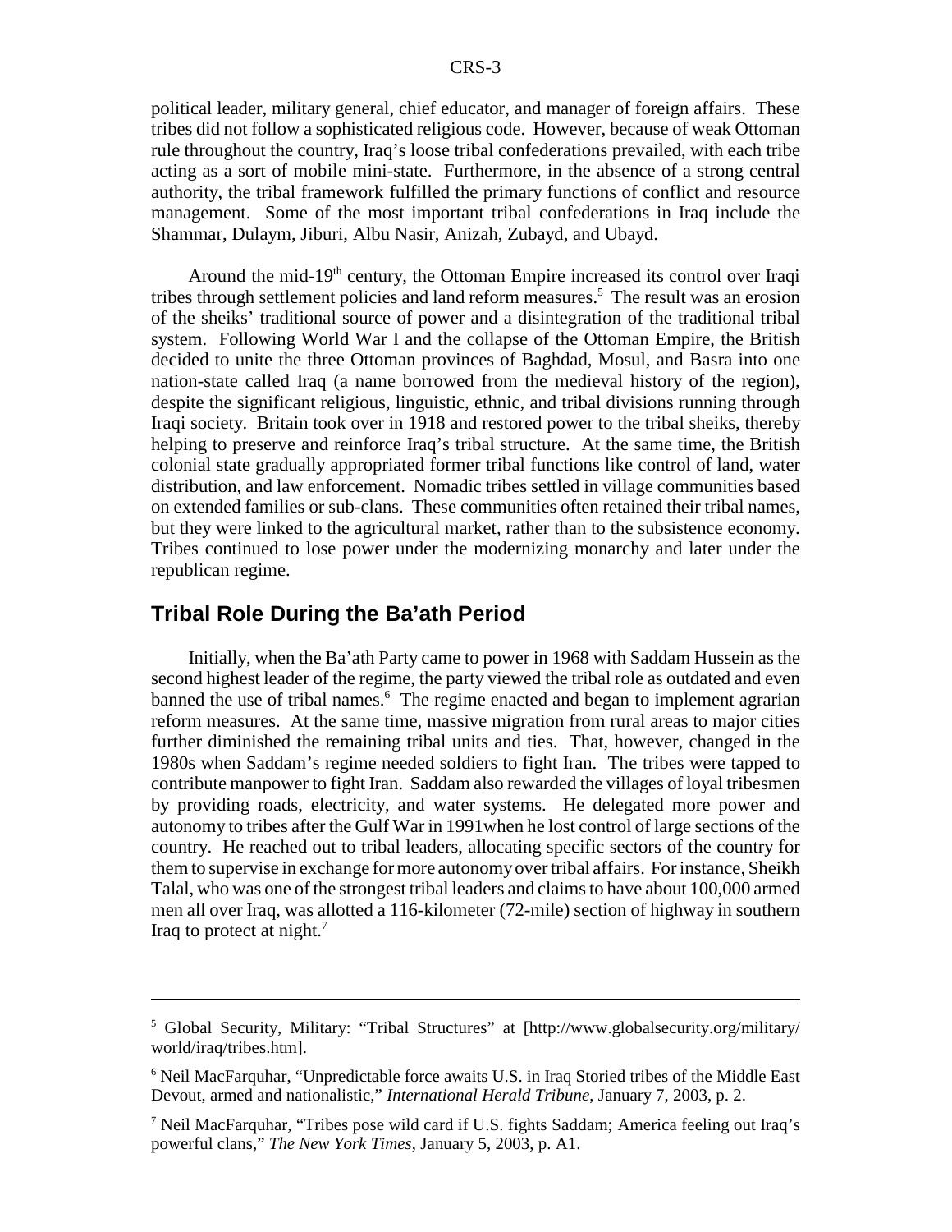political leader, military general, chief educator, and manager of foreign affairs. These tribes did not follow a sophisticated religious code. However, because of weak Ottoman rule throughout the country, Iraq's loose tribal confederations prevailed, with each tribe acting as a sort of mobile mini-state. Furthermore, in the absence of a strong central authority, the tribal framework fulfilled the primary functions of conflict and resource management. Some of the most important tribal confederations in Iraq include the Shammar, Dulaym, Jiburi, Albu Nasir, Anizah, Zubayd, and Ubayd.

Around the mid-19th century, the Ottoman Empire increased its control over Iraqi tribes through settlement policies and land reform measures.[5] The result was an erosion of the sheiks' traditional source of power and a disintegration of the traditional tribal system. Following World War I and the collapse of the Ottoman Empire, the British decided to unite the three Ottoman provinces of Baghdad, Mosul, and Basra into one nation-state called Iraq (a name borrowed from the medieval history of the region), despite the significant religious, linguistic, ethnic, and tribal divisions running through Iraqi society. Britain took over in 1918 and restored power to the tribal sheiks, thereby helping to preserve and reinforce Iraq's tribal structure. At the same time, the British colonial state gradually appropriated former tribal functions like control of land, water distribution, and law enforcement. Nomadic tribes settled in village communities based on extended families or sub-clans. These communities often retained their tribal names, but they were linked to the agricultural market, rather than to the subsistence economy. Tribes continued to lose power under the modernizing monarchy and later under the republican regime.

## Tribal Role During the Ba'ath Period

Initially, when the Ba'ath Party came to power in 1968 with Saddam Hussein as the second highest leader of the regime, the party viewed the tribal role as outdated and even banned the use of tribal names.[6] The regime enacted and began to implement agrarian reform measures. At the same time, massive migration from rural areas to major cities further diminished the remaining tribal units and ties. That, however, changed in the 1980s when Saddam's regime needed soldiers to fight Iran. The tribes were tapped to contribute manpower to fight Iran. Saddam also rewarded the villages of loyal tribesmen by providing roads, electricity, and water systems. He delegated more power and autonomy to tribes after the Gulf War in 1991when he lost control of large sections of the country. He reached out to tribal leaders, allocating specific sectors of the country for them to supervise in exchange for more autonomy over tribal affairs. For instance, Sheikh Talal, who was one of the strongest tribal leaders and claims to have about 100,000 armed men all over Iraq, was allotted a 116-kilometer (72-mile) section of highway in southern Iraq to protect at night.[7]

---

[5] Global Security, Military: "Tribal Structures" at [http://www.globalsecurity.org/military/world/iraq/tribes.htm].

[6] Neil MacFarquhar, "Unpredictable force awaits U.S. in Iraq Storied tribes of the Middle East Devout, armed and nationalistic," *International Herald Tribune*, January 7, 2003, p. 2.

[7] Neil MacFarquhar, "Tribes pose wild card if U.S. fights Saddam; America feeling out Iraq's powerful clans," *The New York Times*, January 5, 2003, p. A1.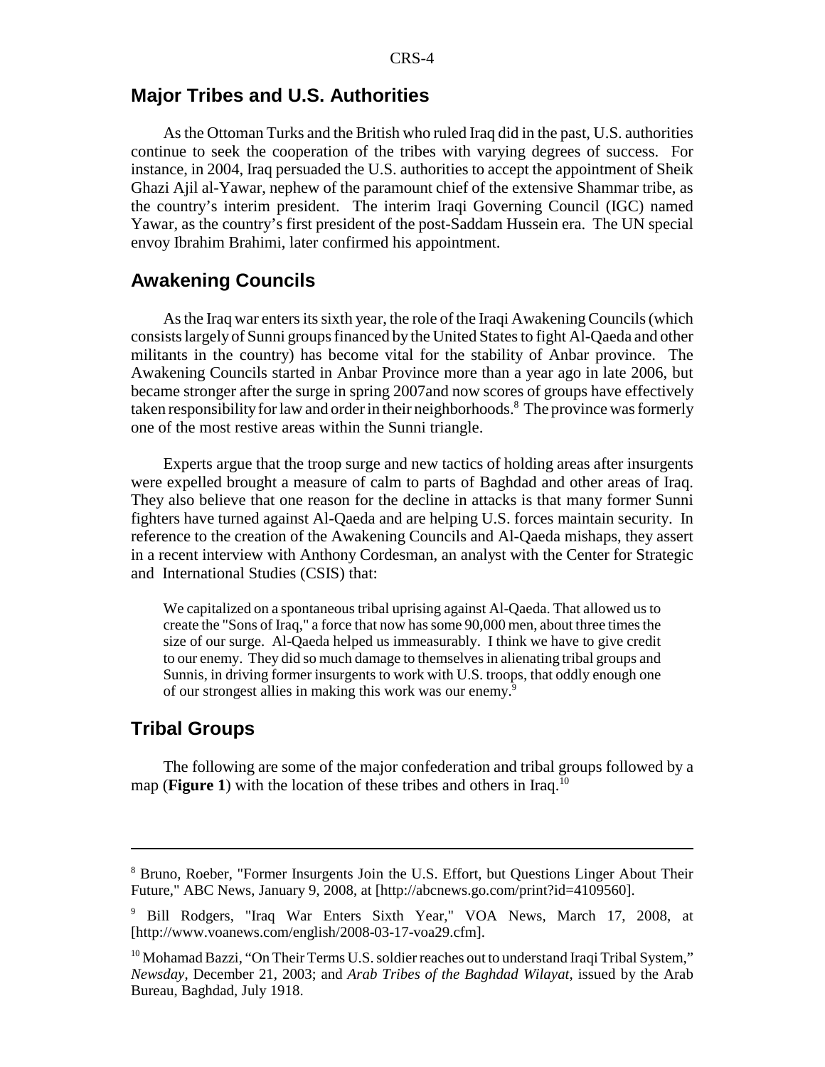## Major Tribes and U.S. Authorities

As the Ottoman Turks and the British who ruled Iraq did in the past, U.S. authorities continue to seek the cooperation of the tribes with varying degrees of success. For instance, in 2004, Iraq persuaded the U.S. authorities to accept the appointment of Sheik Ghazi Ajil al-Yawar, nephew of the paramount chief of the extensive Shammar tribe, as the country's interim president. The interim Iraqi Governing Council (IGC) named Yawar, as the country's first president of the post-Saddam Hussein era. The UN special envoy Ibrahim Brahimi, later confirmed his appointment.

## Awakening Councils

As the Iraq war enters its sixth year, the role of the Iraqi Awakening Councils (which consists largely of Sunni groups financed by the United States to fight Al-Qaeda and other militants in the country) has become vital for the stability of Anbar province. The Awakening Councils started in Anbar Province more than a year ago in late 2006, but became stronger after the surge in spring 2007and now scores of groups have effectively taken responsibility for law and order in their neighborhoods.[8] The province was formerly one of the most restive areas within the Sunni triangle.

Experts argue that the troop surge and new tactics of holding areas after insurgents were expelled brought a measure of calm to parts of Baghdad and other areas of Iraq. They also believe that one reason for the decline in attacks is that many former Sunni fighters have turned against Al-Qaeda and are helping U.S. forces maintain security. In reference to the creation of the Awakening Councils and Al-Qaeda mishaps, they assert in a recent interview with Anthony Cordesman, an analyst with the Center for Strategic and International Studies (CSIS) that:

> We capitalized on a spontaneous tribal uprising against Al-Qaeda. That allowed us to create the "Sons of Iraq," a force that now has some 90,000 men, about three times the size of our surge. Al-Qaeda helped us immeasurably. I think we have to give credit to our enemy. They did so much damage to themselves in alienating tribal groups and Sunnis, in driving former insurgents to work with U.S. troops, that oddly enough one of our strongest allies in making this work was our enemy.[9]

## Tribal Groups

The following are some of the major confederation and tribal groups followed by a map (**Figure 1**) with the location of these tribes and others in Iraq.[10]

---

[8] Bruno, Roeber, "Former Insurgents Join the U.S. Effort, but Questions Linger About Their Future," ABC News, January 9, 2008, at [http://abcnews.go.com/print?id=4109560].

[9] Bill Rodgers, "Iraq War Enters Sixth Year," VOA News, March 17, 2008, at [http://www.voanews.com/english/2008-03-17-voa29.cfm].

[10] Mohamad Bazzi, "On Their Terms U.S. soldier reaches out to understand Iraqi Tribal System," *Newsday*, December 21, 2003; and *Arab Tribes of the Baghdad Wilayat*, issued by the Arab Bureau, Baghdad, July 1918.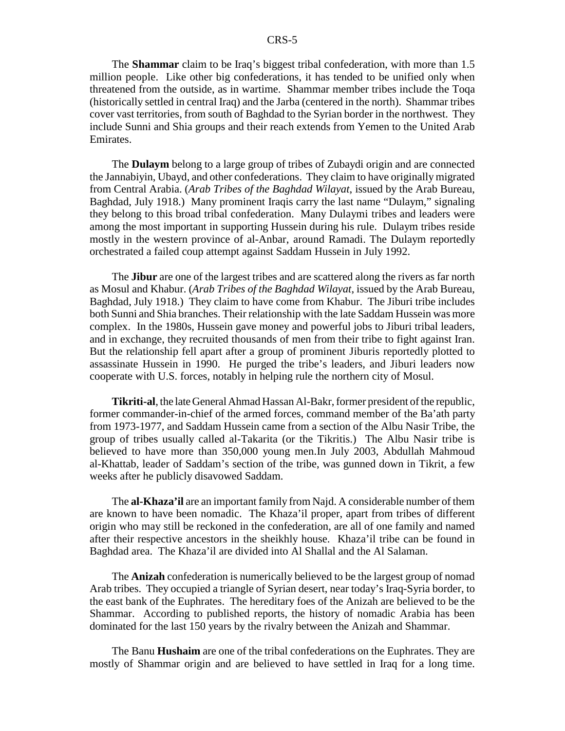The **Shammar** claim to be Iraq's biggest tribal confederation, with more than 1.5 million people. Like other big confederations, it has tended to be unified only when threatened from the outside, as in wartime. Shammar member tribes include the Toqa (historically settled in central Iraq) and the Jarba (centered in the north). Shammar tribes cover vast territories, from south of Baghdad to the Syrian border in the northwest. They include Sunni and Shia groups and their reach extends from Yemen to the United Arab Emirates.

The **Dulaym** belong to a large group of tribes of Zubaydi origin and are connected the Jannabiyin, Ubayd, and other confederations. They claim to have originally migrated from Central Arabia. (*Arab Tribes of the Baghdad Wilayat*, issued by the Arab Bureau, Baghdad, July 1918.) Many prominent Iraqis carry the last name "Dulaym," signaling they belong to this broad tribal confederation. Many Dulaymi tribes and leaders were among the most important in supporting Hussein during his rule. Dulaym tribes reside mostly in the western province of al-Anbar, around Ramadi. The Dulaym reportedly orchestrated a failed coup attempt against Saddam Hussein in July 1992.

The **Jibur** are one of the largest tribes and are scattered along the rivers as far north as Mosul and Khabur. (*Arab Tribes of the Baghdad Wilayat*, issued by the Arab Bureau, Baghdad, July 1918.) They claim to have come from Khabur. The Jiburi tribe includes both Sunni and Shia branches. Their relationship with the late Saddam Hussein was more complex. In the 1980s, Hussein gave money and powerful jobs to Jiburi tribal leaders, and in exchange, they recruited thousands of men from their tribe to fight against Iran. But the relationship fell apart after a group of prominent Jiburis reportedly plotted to assassinate Hussein in 1990. He purged the tribe's leaders, and Jiburi leaders now cooperate with U.S. forces, notably in helping rule the northern city of Mosul.

**Tikriti-al**, the late General Ahmad Hassan Al-Bakr, former president of the republic, former commander-in-chief of the armed forces, command member of the Ba'ath party from 1973-1977, and Saddam Hussein came from a section of the Albu Nasir Tribe, the group of tribes usually called al-Takarita (or the Tikritis.) The Albu Nasir tribe is believed to have more than 350,000 young men.In July 2003, Abdullah Mahmoud al-Khattab, leader of Saddam's section of the tribe, was gunned down in Tikrit, a few weeks after he publicly disavowed Saddam.

The **al-Khaza'il** are an important family from Najd. A considerable number of them are known to have been nomadic. The Khaza'il proper, apart from tribes of different origin who may still be reckoned in the confederation, are all of one family and named after their respective ancestors in the sheikhly house. Khaza'il tribe can be found in Baghdad area. The Khaza'il are divided into Al Shallal and the Al Salaman.

The **Anizah** confederation is numerically believed to be the largest group of nomad Arab tribes. They occupied a triangle of Syrian desert, near today's Iraq-Syria border, to the east bank of the Euphrates. The hereditary foes of the Anizah are believed to be the Shammar. According to published reports, the history of nomadic Arabia has been dominated for the last 150 years by the rivalry between the Anizah and Shammar.

The Banu **Hushaim** are one of the tribal confederations on the Euphrates. They are mostly of Shammar origin and are believed to have settled in Iraq for a long time.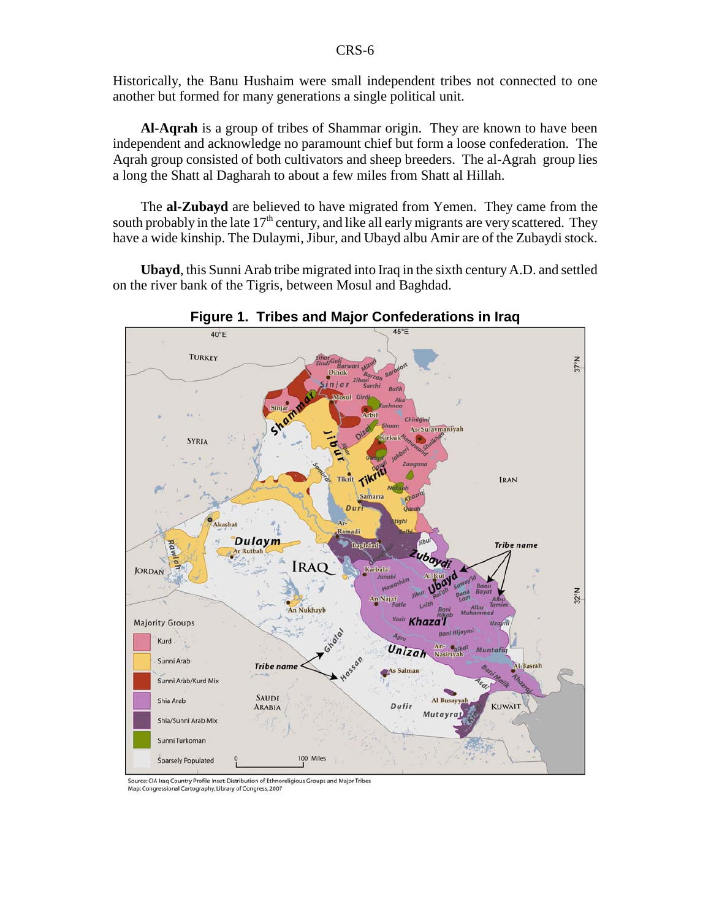Historically, the Banu Hushaim were small independent tribes not connected to one another but formed for many generations a single political unit.

**Al-Aqrah** is a group of tribes of Shammar origin. They are known to have been independent and acknowledge no paramount chief but form a loose confederation. The Aqrah group consisted of both cultivators and sheep breeders. The al-Agrah group lies a long the Shatt al Dagharah to about a few miles from Shatt al Hillah.

The **al-Zubayd** are believed to have migrated from Yemen. They came from the south probably in the late 17th century, and like all early migrants are very scattered. They have a wide kinship. The Dulaymi, Jibur, and Ubayd albu Amir are of the Zubaydi stock.

**Ubayd**, this Sunni Arab tribe migrated into Iraq in the sixth century A.D. and settled on the river bank of the Tigris, between Mosul and Baghdad.

**Figure 1. Tribes and Major Confederations in Iraq**

Majority Groups

Kurd

Sunni Arab

Sunni Arab/Kurd Mix

Shia Arab

Shia/Sunni Arab Mix

Sunni Turkoman

Sparsely Populated

Source: CIA Iraq Country Profile Inset: Distribution of Ethnoreligious Groups and Major Tribes
Map: Congressional Cartography, Library of Congress, 2007